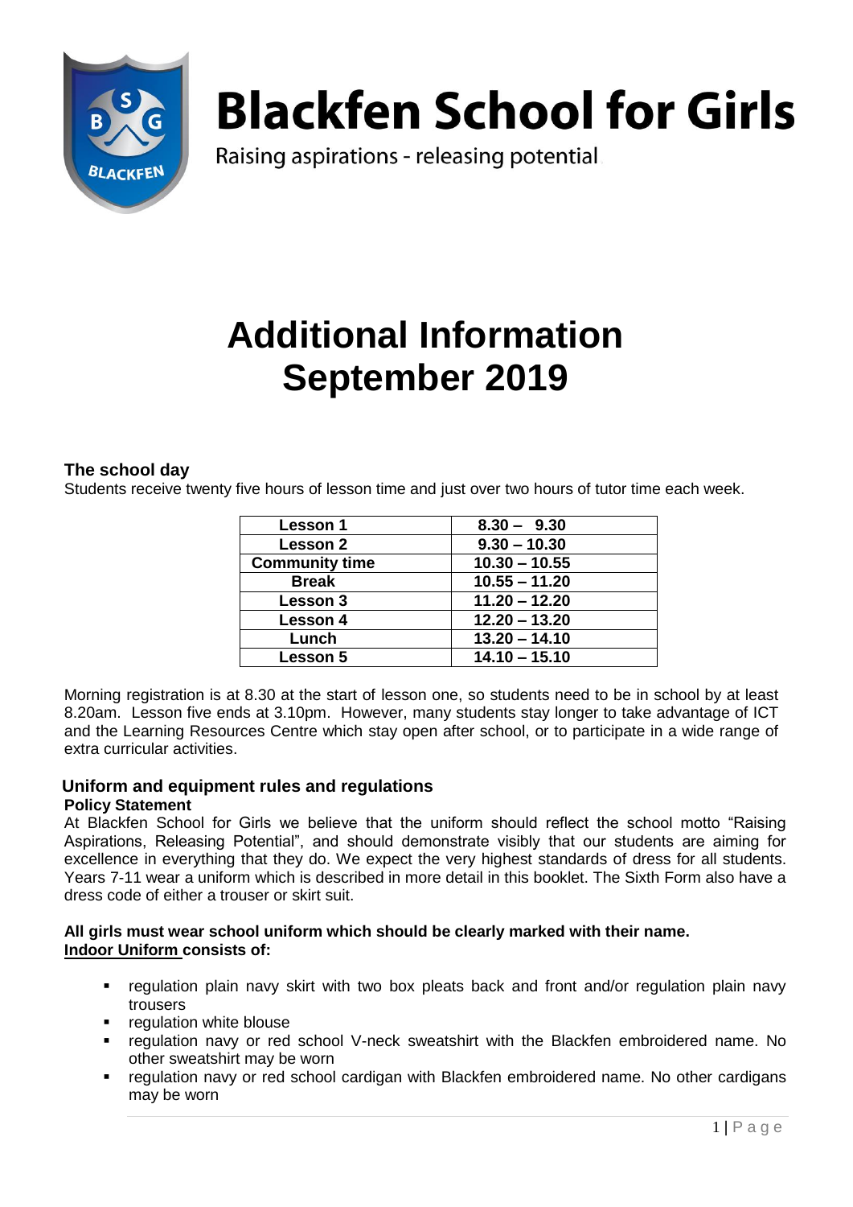# Blackfen School for Girls

Raising aspirations - releasing potential

# Additional Information
# September 2019

### The school day

Students receive twenty five hours of lesson time and just over two hours of tutor time each week.

| | |
|---|---|
| **Lesson 1** | **8.30 – 9.30** |
| **Lesson 2** | **9.30 – 10.30** |
| **Community time** | **10.30 – 10.55** |
| **Break** | **10.55 – 11.20** |
| **Lesson 3** | **11.20 – 12.20** |
| **Lesson 4** | **12.20 – 13.20** |
| **Lunch** | **13.20 – 14.10** |
| **Lesson 5** | **14.10 – 15.10** |

Morning registration is at 8.30 at the start of lesson one, so students need to be in school by at least 8.20am. Lesson five ends at 3.10pm. However, many students stay longer to take advantage of ICT and the Learning Resources Centre which stay open after school, or to participate in a wide range of extra curricular activities.

### Uniform and equipment rules and regulations

**Policy Statement**

At Blackfen School for Girls we believe that the uniform should reflect the school motto "Raising Aspirations, Releasing Potential", and should demonstrate visibly that our students are aiming for excellence in everything that they do. We expect the very highest standards of dress for all students. Years 7-11 wear a uniform which is described in more detail in this booklet. The Sixth Form also have a dress code of either a trouser or skirt suit.

**All girls must wear school uniform which should be clearly marked with their name.**
**<u>Indoor Uniform</u> consists of:**

- regulation plain navy skirt with two box pleats back and front and/or regulation plain navy trousers
- regulation white blouse
- regulation navy or red school V-neck sweatshirt with the Blackfen embroidered name. No other sweatshirt may be worn
- regulation navy or red school cardigan with Blackfen embroidered name. No other cardigans may be worn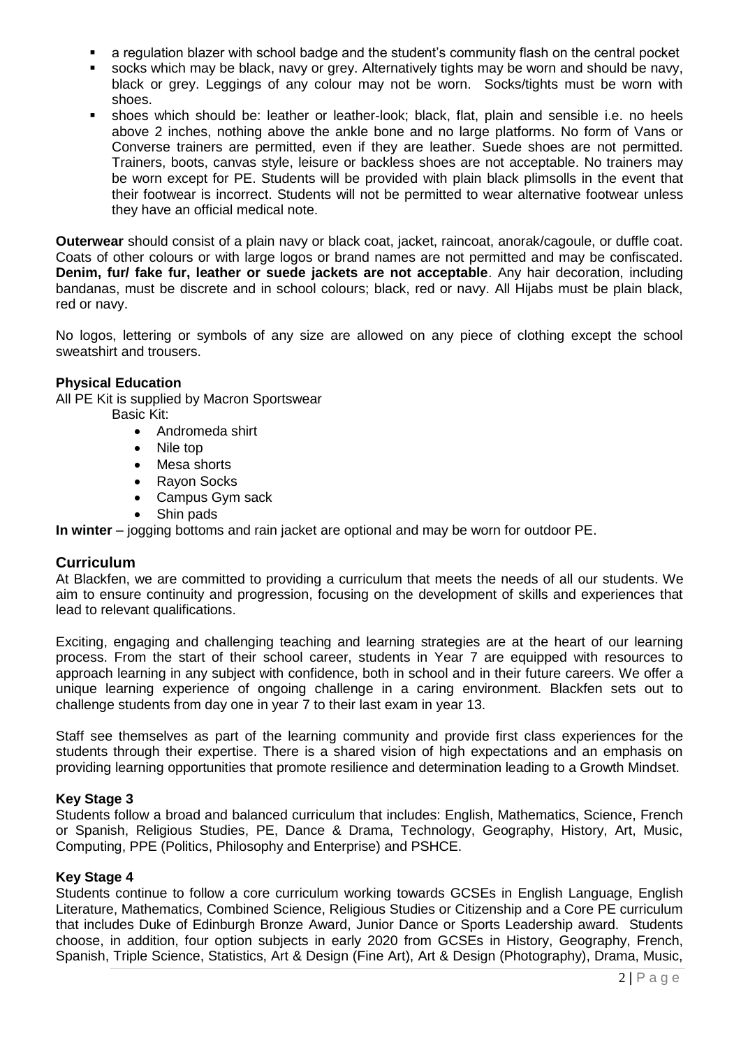- a regulation blazer with school badge and the student's community flash on the central pocket
- socks which may be black, navy or grey. Alternatively tights may be worn and should be navy, black or grey. Leggings of any colour may not be worn. Socks/tights must be worn with shoes.
- shoes which should be: leather or leather-look; black, flat, plain and sensible i.e. no heels above 2 inches, nothing above the ankle bone and no large platforms. No form of Vans or Converse trainers are permitted, even if they are leather. Suede shoes are not permitted. Trainers, boots, canvas style, leisure or backless shoes are not acceptable. No trainers may be worn except for PE. Students will be provided with plain black plimsolls in the event that their footwear is incorrect. Students will not be permitted to wear alternative footwear unless they have an official medical note.

**Outerwear** should consist of a plain navy or black coat, jacket, raincoat, anorak/cagoule, or duffle coat. Coats of other colours or with large logos or brand names are not permitted and may be confiscated. **Denim, fur/ fake fur, leather or suede jackets are not acceptable**. Any hair decoration, including bandanas, must be discrete and in school colours; black, red or navy. All Hijabs must be plain black, red or navy.

No logos, lettering or symbols of any size are allowed on any piece of clothing except the school sweatshirt and trousers.

**Physical Education**

All PE Kit is supplied by Macron Sportswear

Basic Kit:

- Andromeda shirt
- Nile top
- Mesa shorts
- Rayon Socks
- Campus Gym sack
- Shin pads

**In winter** – jogging bottoms and rain jacket are optional and may be worn for outdoor PE.

## Curriculum

At Blackfen, we are committed to providing a curriculum that meets the needs of all our students. We aim to ensure continuity and progression, focusing on the development of skills and experiences that lead to relevant qualifications.

Exciting, engaging and challenging teaching and learning strategies are at the heart of our learning process. From the start of their school career, students in Year 7 are equipped with resources to approach learning in any subject with confidence, both in school and in their future careers. We offer a unique learning experience of ongoing challenge in a caring environment. Blackfen sets out to challenge students from day one in year 7 to their last exam in year 13.

Staff see themselves as part of the learning community and provide first class experiences for the students through their expertise. There is a shared vision of high expectations and an emphasis on providing learning opportunities that promote resilience and determination leading to a Growth Mindset.

**Key Stage 3**

Students follow a broad and balanced curriculum that includes: English, Mathematics, Science, French or Spanish, Religious Studies, PE, Dance & Drama, Technology, Geography, History, Art, Music, Computing, PPE (Politics, Philosophy and Enterprise) and PSHCE.

**Key Stage 4**

Students continue to follow a core curriculum working towards GCSEs in English Language, English Literature, Mathematics, Combined Science, Religious Studies or Citizenship and a Core PE curriculum that includes Duke of Edinburgh Bronze Award, Junior Dance or Sports Leadership award. Students choose, in addition, four option subjects in early 2020 from GCSEs in History, Geography, French, Spanish, Triple Science, Statistics, Art & Design (Fine Art), Art & Design (Photography), Drama, Music,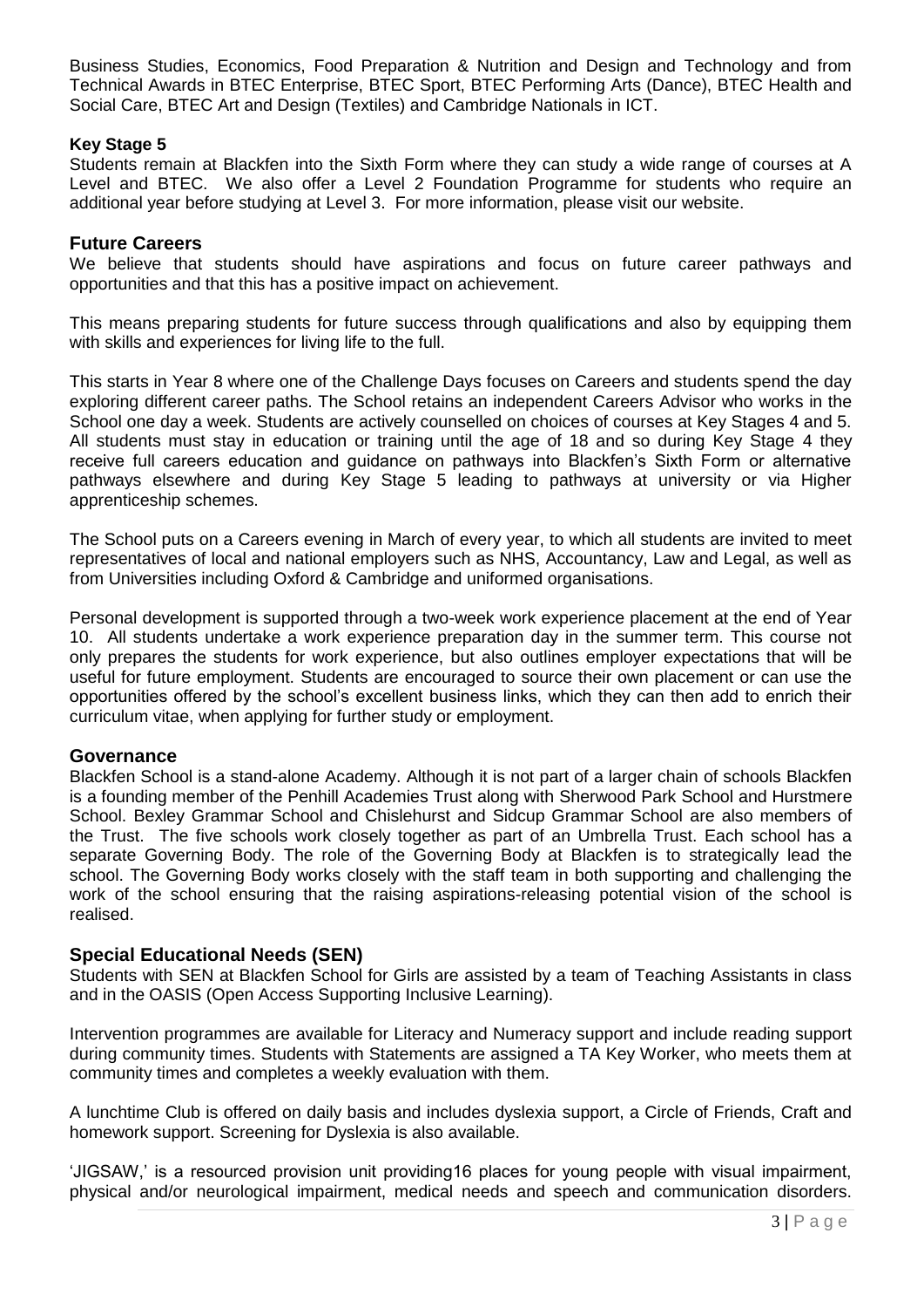Business Studies, Economics, Food Preparation & Nutrition and Design and Technology and from Technical Awards in BTEC Enterprise, BTEC Sport, BTEC Performing Arts (Dance), BTEC Health and Social Care, BTEC Art and Design (Textiles) and Cambridge Nationals in ICT.

**Key Stage 5**

Students remain at Blackfen into the Sixth Form where they can study a wide range of courses at A Level and BTEC. We also offer a Level 2 Foundation Programme for students who require an additional year before studying at Level 3. For more information, please visit our website.

## Future Careers

We believe that students should have aspirations and focus on future career pathways and opportunities and that this has a positive impact on achievement.

This means preparing students for future success through qualifications and also by equipping them with skills and experiences for living life to the full.

This starts in Year 8 where one of the Challenge Days focuses on Careers and students spend the day exploring different career paths. The School retains an independent Careers Advisor who works in the School one day a week. Students are actively counselled on choices of courses at Key Stages 4 and 5. All students must stay in education or training until the age of 18 and so during Key Stage 4 they receive full careers education and guidance on pathways into Blackfen's Sixth Form or alternative pathways elsewhere and during Key Stage 5 leading to pathways at university or via Higher apprenticeship schemes.

The School puts on a Careers evening in March of every year, to which all students are invited to meet representatives of local and national employers such as NHS, Accountancy, Law and Legal, as well as from Universities including Oxford & Cambridge and uniformed organisations.

Personal development is supported through a two-week work experience placement at the end of Year 10. All students undertake a work experience preparation day in the summer term. This course not only prepares the students for work experience, but also outlines employer expectations that will be useful for future employment. Students are encouraged to source their own placement or can use the opportunities offered by the school's excellent business links, which they can then add to enrich their curriculum vitae, when applying for further study or employment.

## Governance

Blackfen School is a stand-alone Academy. Although it is not part of a larger chain of schools Blackfen is a founding member of the Penhill Academies Trust along with Sherwood Park School and Hurstmere School. Bexley Grammar School and Chislehurst and Sidcup Grammar School are also members of the Trust. The five schools work closely together as part of an Umbrella Trust. Each school has a separate Governing Body. The role of the Governing Body at Blackfen is to strategically lead the school. The Governing Body works closely with the staff team in both supporting and challenging the work of the school ensuring that the raising aspirations-releasing potential vision of the school is realised.

## Special Educational Needs (SEN)

Students with SEN at Blackfen School for Girls are assisted by a team of Teaching Assistants in class and in the OASIS (Open Access Supporting Inclusive Learning).

Intervention programmes are available for Literacy and Numeracy support and include reading support during community times. Students with Statements are assigned a TA Key Worker, who meets them at community times and completes a weekly evaluation with them.

A lunchtime Club is offered on daily basis and includes dyslexia support, a Circle of Friends, Craft and homework support. Screening for Dyslexia is also available.

'JIGSAW,' is a resourced provision unit providing16 places for young people with visual impairment, physical and/or neurological impairment, medical needs and speech and communication disorders.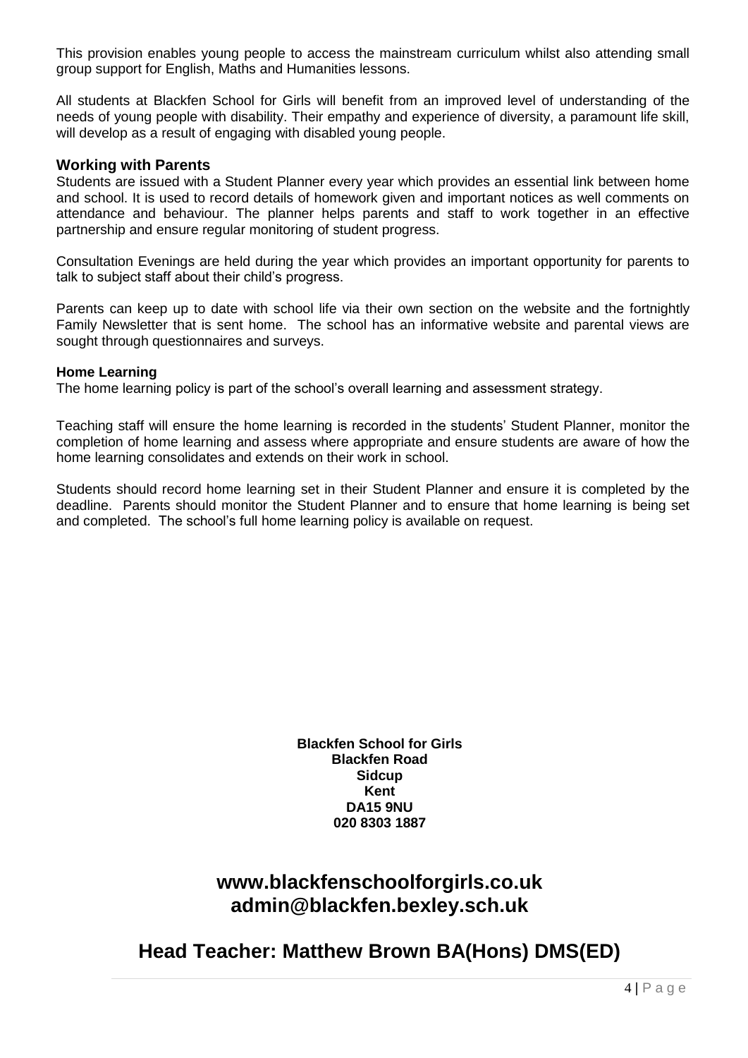This provision enables young people to access the mainstream curriculum whilst also attending small group support for English, Maths and Humanities lessons.

All students at Blackfen School for Girls will benefit from an improved level of understanding of the needs of young people with disability. Their empathy and experience of diversity, a paramount life skill, will develop as a result of engaging with disabled young people.

## Working with Parents

Students are issued with a Student Planner every year which provides an essential link between home and school. It is used to record details of homework given and important notices as well comments on attendance and behaviour. The planner helps parents and staff to work together in an effective partnership and ensure regular monitoring of student progress.

Consultation Evenings are held during the year which provides an important opportunity for parents to talk to subject staff about their child's progress.

Parents can keep up to date with school life via their own section on the website and the fortnightly Family Newsletter that is sent home. The school has an informative website and parental views are sought through questionnaires and surveys.

### Home Learning

The home learning policy is part of the school's overall learning and assessment strategy.

Teaching staff will ensure the home learning is recorded in the students' Student Planner, monitor the completion of home learning and assess where appropriate and ensure students are aware of how the home learning consolidates and extends on their work in school.

Students should record home learning set in their Student Planner and ensure it is completed by the deadline. Parents should monitor the Student Planner and to ensure that home learning is being set and completed. The school's full home learning policy is available on request.

**Blackfen School for Girls**
**Blackfen Road**
**Sidcup**
**Kent**
**DA15 9NU**
**020 8303 1887**

## www.blackfenschoolforgirls.co.uk
## admin@blackfen.bexley.sch.uk

# Head Teacher: Matthew Brown BA(Hons) DMS(ED)